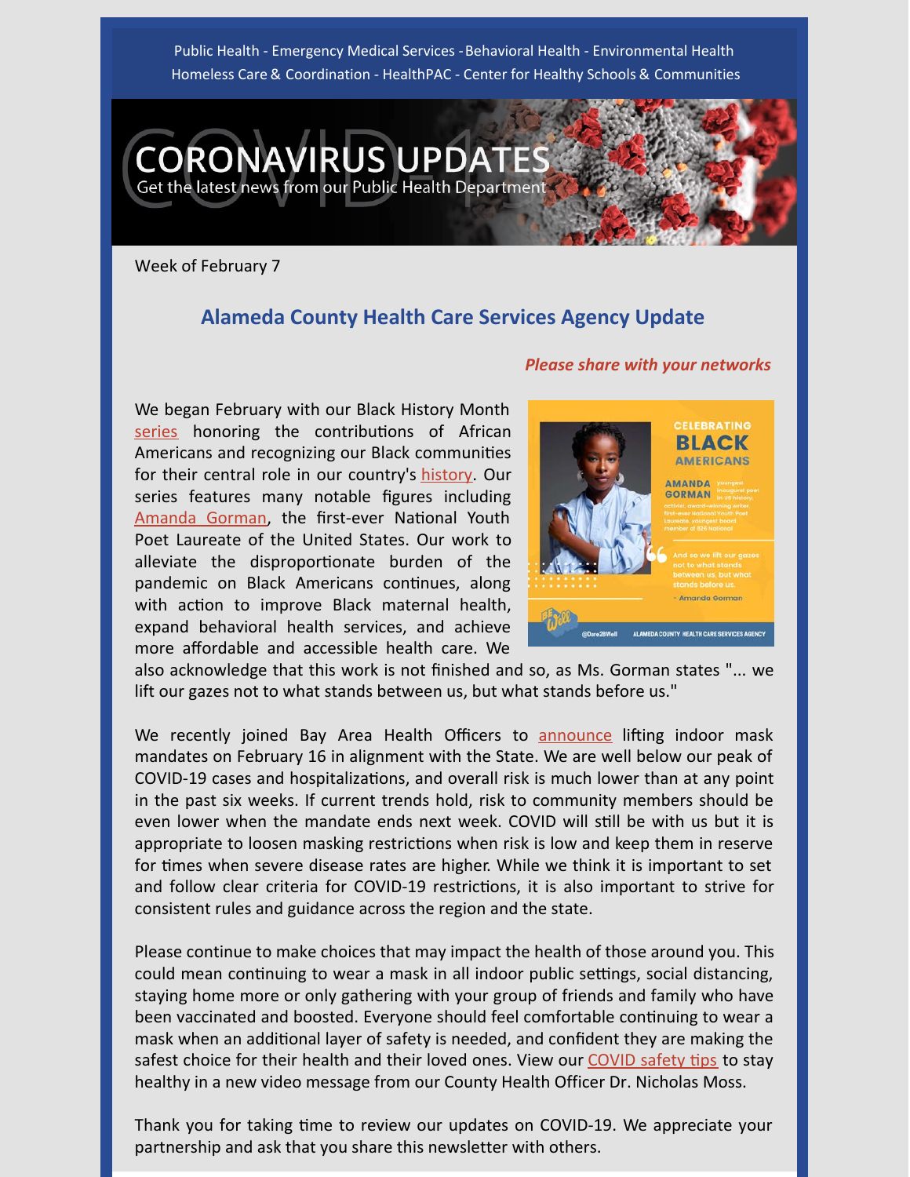Public Health - Emergency Medical Services - Behavioral Health - Environmental Health
Homeless Care & Coordination - HealthPAC - Center for Healthy Schools & Communities

# CORONAVIRUS UPDATES

Get the latest news from our Public Health Department

Week of February 7

## Alameda County Health Care Services Agency Update

***Please share with your networks***

We began February with our Black History Month series honoring the contributions of African Americans and recognizing our Black communities for their central role in our country's history. Our series features many notable figures including Amanda Gorman, the first-ever National Youth Poet Laureate of the United States. Our work to alleviate the disproportionate burden of the pandemic on Black Americans continues, along with action to improve Black maternal health, expand behavioral health services, and achieve more affordable and accessible health care. We also acknowledge that this work is not finished and so, as Ms. Gorman states "... we lift our gazes not to what stands between us, but what stands before us."

We recently joined Bay Area Health Officers to announce lifting indoor mask mandates on February 16 in alignment with the State. We are well below our peak of COVID-19 cases and hospitalizations, and overall risk is much lower than at any point in the past six weeks. If current trends hold, risk to community members should be even lower when the mandate ends next week. COVID will still be with us but it is appropriate to loosen masking restrictions when risk is low and keep them in reserve for times when severe disease rates are higher. While we think it is important to set and follow clear criteria for COVID-19 restrictions, it is also important to strive for consistent rules and guidance across the region and the state.

Please continue to make choices that may impact the health of those around you. This could mean continuing to wear a mask in all indoor public settings, social distancing, staying home more or only gathering with your group of friends and family who have been vaccinated and boosted. Everyone should feel comfortable continuing to wear a mask when an additional layer of safety is needed, and confident they are making the safest choice for their health and their loved ones. View our COVID safety tips to stay healthy in a new video message from our County Health Officer Dr. Nicholas Moss.

Thank you for taking time to review our updates on COVID-19. We appreciate your partnership and ask that you share this newsletter with others.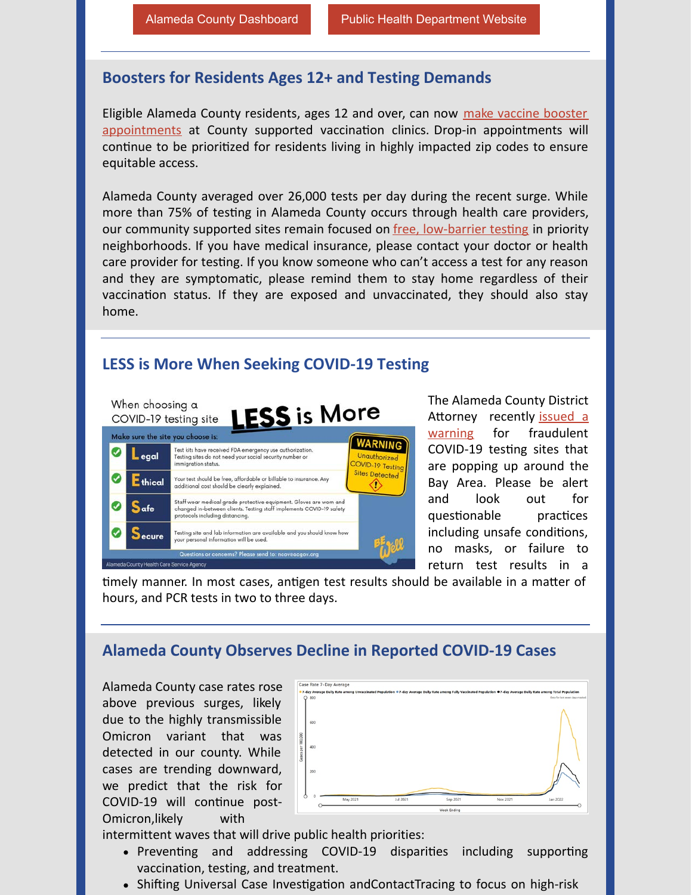Alameda County Dashboard

Public Health Department Website

## Boosters for Residents Ages 12+ and Testing Demands

Eligible Alameda County residents, ages 12 and over, can now make vaccine booster appointments at County supported vaccination clinics. Drop-in appointments will continue to be prioritized for residents living in highly impacted zip codes to ensure equitable access.

Alameda County averaged over 26,000 tests per day during the recent surge. While more than 75% of testing in Alameda County occurs through health care providers, our community supported sites remain focused on free, low-barrier testing in priority neighborhoods. If you have medical insurance, please contact your doctor or health care provider for testing. If you know someone who can't access a test for any reason and they are symptomatic, please remind them to stay home regardless of their vaccination status. If they are exposed and unvaccinated, they should also stay home.

## LESS is More When Seeking COVID-19 Testing

When choosing a COVID-19 testing site **LESS is More**

Make sure the site you choose is:

- **Legal** — Test kits have received FDA emergency use authorization. Testing sites do not need your social security number or immigration status.
- **Ethical** — Your test should be free, affordable or billable to insurance. Any additional cost should be clearly explained.
- **Safe** — Staff wear medical grade protective equipment. Gloves are worn and changed in-between clients. Testing staff implements COVID-19 safety protocols including distancing.
- **Secure** — Testing site and lab information are available and you should know how your personal information will be used.

WARNING Unauthorized COVID-19 Testing Sites Detected

Questions or concerns? Please send to: ncov@acgov.org

Alameda County Health Care Service Agency

BE Well

The Alameda County District Attorney recently issued a warning for fraudulent COVID-19 testing sites that are popping up around the Bay Area. Please be alert and look out for questionable practices including unsafe conditions, no masks, or failure to return test results in a timely manner. In most cases, antigen test results should be available in a matter of hours, and PCR tests in two to three days.

## Alameda County Observes Decline in Reported COVID-19 Cases

Case Rate 7-Day Average

7-day Average Daily Rate among Unvaccinated Population
7-day Average Daily Rate among Fully Vaccinated Population
7-day Average Daily Rate among Total Population

Cases per 100,000

0
200
400
600
800

May 2021
Jul 2021
Sep 2021
Nov 2021
Jan 2022

Week Ending

Alameda County case rates rose above previous surges, likely due to the highly transmissible Omicron variant that was detected in our county. While cases are trending downward, we predict that the risk for COVID-19 will continue post-Omicron,likely with intermittent waves that will drive public health priorities:

- Preventing and addressing COVID-19 disparities including supporting vaccination, testing, and treatment.
- Shifting Universal Case Investigation andContactTracing to focus on high-risk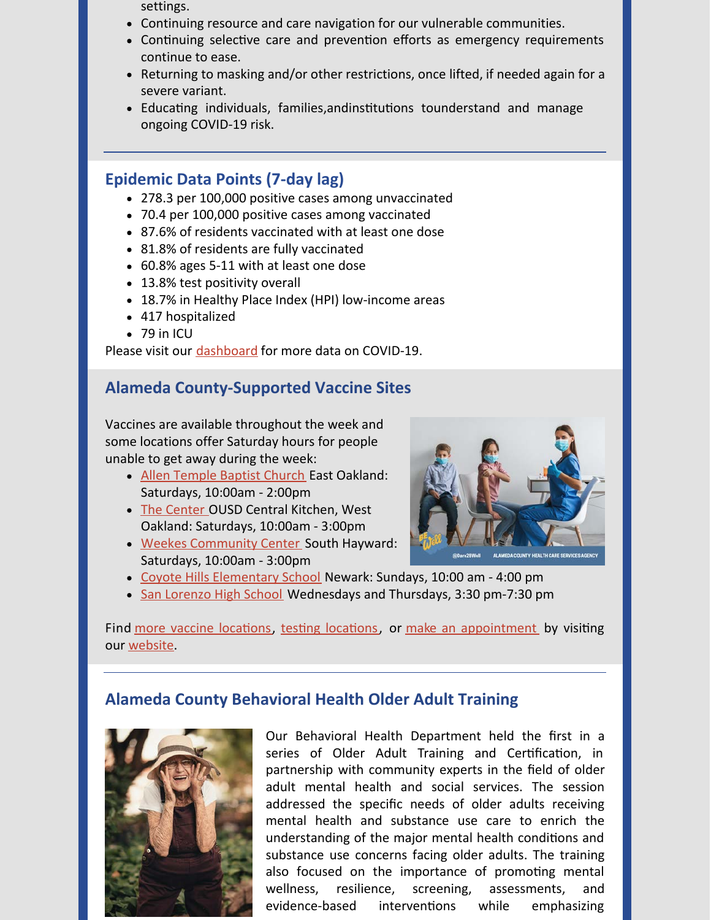settings.

- Continuing resource and care navigation for our vulnerable communities.
- Continuing selective care and prevention efforts as emergency requirements continue to ease.
- Returning to masking and/or other restrictions, once lifted, if needed again for a severe variant.
- Educating individuals, families,andinstitutions tounderstand and manage ongoing COVID-19 risk.

## Epidemic Data Points (7-day lag)

- 278.3 per 100,000 positive cases among unvaccinated
- 70.4 per 100,000 positive cases among vaccinated
- 87.6% of residents vaccinated with at least one dose
- 81.8% of residents are fully vaccinated
- 60.8% ages 5-11 with at least one dose
- 13.8% test positivity overall
- 18.7% in Healthy Place Index (HPI) low-income areas
- 417 hospitalized
- 79 in ICU

Please visit our dashboard for more data on COVID-19.

## Alameda County-Supported Vaccine Sites

Vaccines are available throughout the week and some locations offer Saturday hours for people unable to get away during the week:

- Allen Temple Baptist Church East Oakland: Saturdays, 10:00am - 2:00pm
- The Center OUSD Central Kitchen, West Oakland: Saturdays, 10:00am - 3:00pm
- Weekes Community Center South Hayward: Saturdays, 10:00am - 3:00pm
- Coyote Hills Elementary School Newark: Sundays, 10:00 am - 4:00 pm
- San Lorenzo High School Wednesdays and Thursdays, 3:30 pm-7:30 pm

Find more vaccine locations, testing locations, or make an appointment by visiting our website.

## Alameda County Behavioral Health Older Adult Training

Our Behavioral Health Department held the first in a series of Older Adult Training and Certification, in partnership with community experts in the field of older adult mental health and social services. The session addressed the specific needs of older adults receiving mental health and substance use care to enrich the understanding of the major mental health conditions and substance use concerns facing older adults. The training also focused on the importance of promoting mental wellness, resilience, screening, assessments, and evidence-based interventions while emphasizing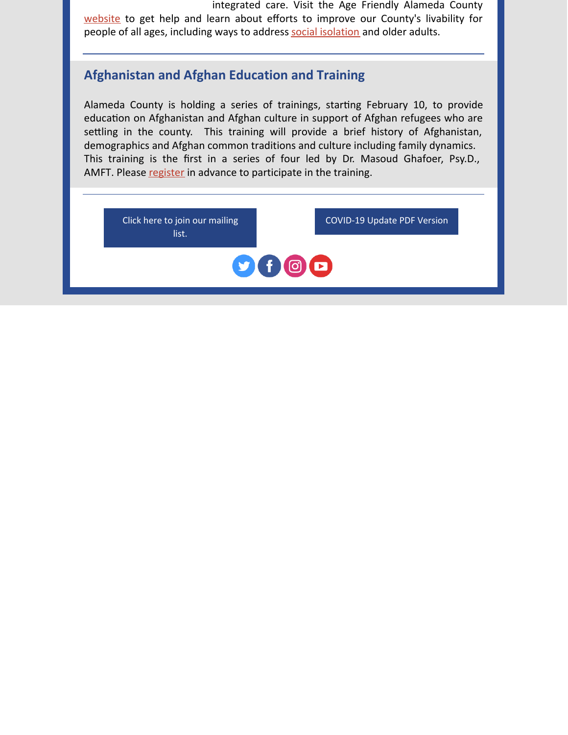integrated care. Visit the Age Friendly Alameda County website to get help and learn about efforts to improve our County's livability for people of all ages, including ways to address social isolation and older adults.

## Afghanistan and Afghan Education and Training

Alameda County is holding a series of trainings, starting February 10, to provide education on Afghanistan and Afghan culture in support of Afghan refugees who are settling in the county. This training will provide a brief history of Afghanistan, demographics and Afghan common traditions and culture including family dynamics. This training is the first in a series of four led by Dr. Masoud Ghafoer, Psy.D., AMFT. Please register in advance to participate in the training.

Click here to join our mailing list.

COVID-19 Update PDF Version